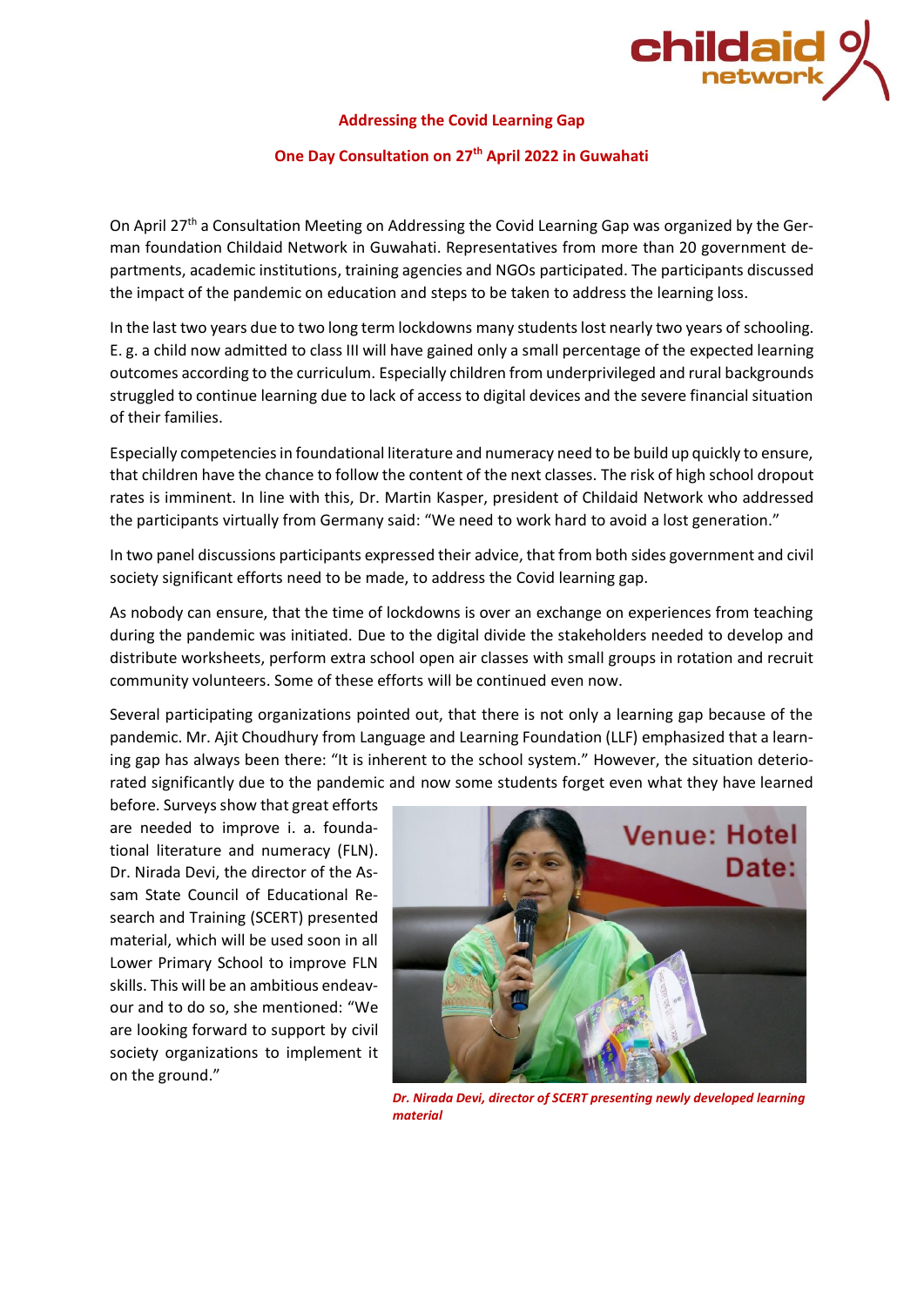## Addressing the Covid Learning Gap

## One Day Consultation on 27th April 2022 in Guwahati

On April 27th a Consultation Meeting on Addressing the Covid Learning Gap was organized by the German foundation Childaid Network in Guwahati. Representatives from more than 20 government departments, academic institutions, training agencies and NGOs participated. The participants discussed the impact of the pandemic on education and steps to be taken to address the learning loss.

In the last two years due to two long term lockdowns many students lost nearly two years of schooling. E. g. a child now admitted to class III will have gained only a small percentage of the expected learning outcomes according to the curriculum. Especially children from underprivileged and rural backgrounds struggled to continue learning due to lack of access to digital devices and the severe financial situation of their families.

Especially competencies in foundational literature and numeracy need to be build up quickly to ensure, that children have the chance to follow the content of the next classes. The risk of high school dropout rates is imminent. In line with this, Dr. Martin Kasper, president of Childaid Network who addressed the participants virtually from Germany said: "We need to work hard to avoid a lost generation."

In two panel discussions participants expressed their advice, that from both sides government and civil society significant efforts need to be made, to address the Covid learning gap.

As nobody can ensure, that the time of lockdowns is over an exchange on experiences from teaching during the pandemic was initiated. Due to the digital divide the stakeholders needed to develop and distribute worksheets, perform extra school open air classes with small groups in rotation and recruit community volunteers. Some of these efforts will be continued even now.

Several participating organizations pointed out, that there is not only a learning gap because of the pandemic. Mr. Ajit Choudhury from Language and Learning Foundation (LLF) emphasized that a learning gap has always been there: "It is inherent to the school system." However, the situation deteriorated significantly due to the pandemic and now some students forget even what they have learned before. Surveys show that great efforts are needed to improve i. a. foundational literature and numeracy (FLN). Dr. Nirada Devi, the director of the Assam State Council of Educational Research and Training (SCERT) presented material, which will be used soon in all Lower Primary School to improve FLN skills. This will be an ambitious endeavour and to do so, she mentioned: "We are looking forward to support by civil society organizations to implement it on the ground."

*Dr. Nirada Devi, director of SCERT presenting newly developed learning material*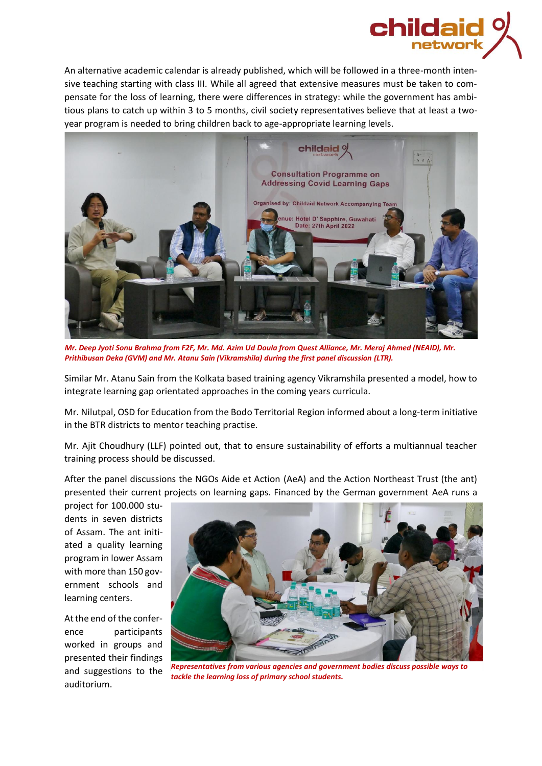An alternative academic calendar is already published, which will be followed in a three-month intensive teaching starting with class III. While all agreed that extensive measures must be taken to compensate for the loss of learning, there were differences in strategy: while the government has ambitious plans to catch up within 3 to 5 months, civil society representatives believe that at least a two-year program is needed to bring children back to age-appropriate learning levels.

*Mr. Deep Jyoti Sonu Brahma from F2F, Mr. Md. Azim Ud Doula from Quest Alliance, Mr. Meraj Ahmed (NEAID), Mr. Prithibusan Deka (GVM) and Mr. Atanu Sain (Vikramshila) during the first panel discussion (LTR).*

Similar Mr. Atanu Sain from the Kolkata based training agency Vikramshila presented a model, how to integrate learning gap orientated approaches in the coming years curricula.

Mr. Nilutpal, OSD for Education from the Bodo Territorial Region informed about a long-term initiative in the BTR districts to mentor teaching practise.

Mr. Ajit Choudhury (LLF) pointed out, that to ensure sustainability of efforts a multiannual teacher training process should be discussed.

After the panel discussions the NGOs Aide et Action (AeA) and the Action Northeast Trust (the ant) presented their current projects on learning gaps. Financed by the German government AeA runs a project for 100.000 students in seven districts of Assam. The ant initiated a quality learning program in lower Assam with more than 150 government schools and learning centers.

At the end of the conference participants worked in groups and presented their findings and suggestions to the auditorium.

*Representatives from various agencies and government bodies discuss possible ways to tackle the learning loss of primary school students.*